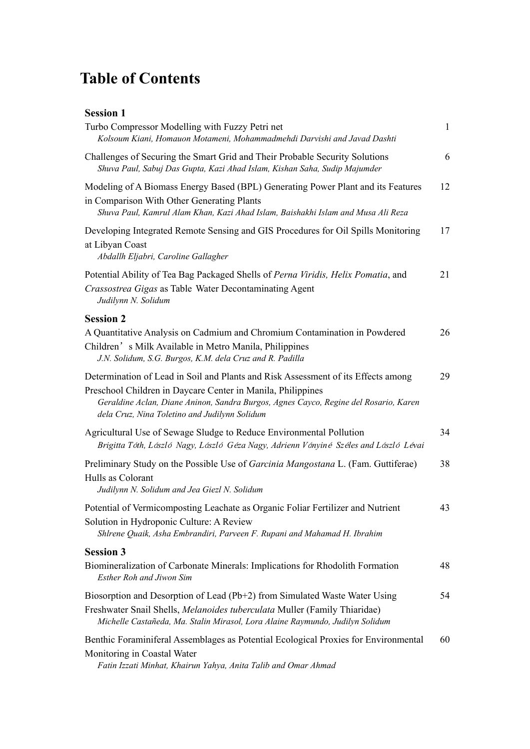# Table of Contents

### Session 1

| | |
|---|---|
| Turbo Compressor Modelling with Fuzzy Petri net<br>*Kolsoum Kiani, Homauon Motameni, Mohammadmehdi Darvishi and Javad Dashti* | 1 |
| Challenges of Securing the Smart Grid and Their Probable Security Solutions<br>*Shuva Paul, Sabuj Das Gupta, Kazi Ahad Islam, Kishan Saha, Sudip Majumder* | 6 |
| Modeling of A Biomass Energy Based (BPL) Generating Power Plant and its Features in Comparison With Other Generating Plants<br>*Shuva Paul, Kamrul Alam Khan, Kazi Ahad Islam, Baishakhi Islam and Musa Ali Reza* | 12 |
| Developing Integrated Remote Sensing and GIS Procedures for Oil Spills Monitoring at Libyan Coast<br>*Abdallh Eljabri, Caroline Gallagher* | 17 |
| Potential Ability of Tea Bag Packaged Shells of *Perna Viridis, Helix Pomatia*, and *Crassostrea Gigas* as Table Water Decontaminating Agent<br>*Judilynn N. Solidum* | 21 |

### Session 2

| | |
|---|---|
| A Quantitative Analysis on Cadmium and Chromium Contamination in Powdered Children's Milk Available in Metro Manila, Philippines<br>*J.N. Solidum, S.G. Burgos, K.M. dela Cruz and R. Padilla* | 26 |
| Determination of Lead in Soil and Plants and Risk Assessment of its Effects among Preschool Children in Daycare Center in Manila, Philippines<br>*Geraldine Aclan, Diane Aninon, Sandra Burgos, Agnes Cayco, Regine del Rosario, Karen dela Cruz, Nina Toletino and Judilynn Solidum* | 29 |
| Agricultural Use of Sewage Sludge to Reduce Environmental Pollution<br>*Brigitta Tóth, László Nagy, László Géza Nagy, Adrienn Ványiné Széles and László Lévai* | 34 |
| Preliminary Study on the Possible Use of *Garcinia Mangostana* L. (Fam. Guttiferae) Hulls as Colorant<br>*Judilynn N. Solidum and Jea Giezl N. Solidum* | 38 |
| Potential of Vermicomposting Leachate as Organic Foliar Fertilizer and Nutrient Solution in Hydroponic Culture: A Review<br>*Shlrene Quaik, Asha Embrandiri, Parveen F. Rupani and Mahamad H. Ibrahim* | 43 |

### Session 3

| | |
|---|---|
| Biomineralization of Carbonate Minerals: Implications for Rhodolith Formation<br>*Esther Roh and Jiwon Sim* | 48 |
| Biosorption and Desorption of Lead (Pb+2) from Simulated Waste Water Using Freshwater Snail Shells, *Melanoides tuberculata* Muller (Family Thiaridae)<br>*Michelle Castañeda, Ma. Stalin Mirasol, Lora Alaine Raymundo, Judilyn Solidum* | 54 |
| Benthic Foraminiferal Assemblages as Potential Ecological Proxies for Environmental Monitoring in Coastal Water<br>*Fatin Izzati Minhat, Khairun Yahya, Anita Talib and Omar Ahmad* | 60 |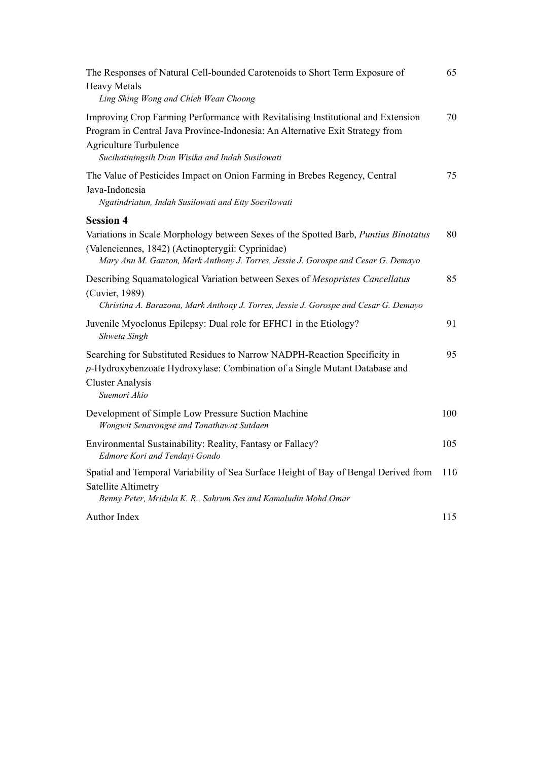The Responses of Natural Cell-bounded Carotenoids to Short Term Exposure of Heavy Metals 65
*Ling Shing Wong and Chieh Wean Choong*

Improving Crop Farming Performance with Revitalising Institutional and Extension Program in Central Java Province-Indonesia: An Alternative Exit Strategy from Agriculture Turbulence 70
*Sucihatiningsih Dian Wisika and Indah Susilowati*

The Value of Pesticides Impact on Onion Farming in Brebes Regency, Central Java-Indonesia 75
*Ngatindriatun, Indah Susilowati and Etty Soesilowati*

**Session 4**

Variations in Scale Morphology between Sexes of the Spotted Barb, *Puntius Binotatus* (Valenciennes, 1842) (Actinopterygii: Cyprinidae) 80
*Mary Ann M. Ganzon, Mark Anthony J. Torres, Jessie J. Gorospe and Cesar G. Demayo*

Describing Squamatological Variation between Sexes of *Mesopristes Cancellatus* (Cuvier, 1989) 85
*Christina A. Barazona, Mark Anthony J. Torres, Jessie J. Gorospe and Cesar G. Demayo*

Juvenile Myoclonus Epilepsy: Dual role for EFHC1 in the Etiology? 91
*Shweta Singh*

Searching for Substituted Residues to Narrow NADPH-Reaction Specificity in *p*-Hydroxybenzoate Hydroxylase: Combination of a Single Mutant Database and Cluster Analysis 95
*Suemori Akio*

Development of Simple Low Pressure Suction Machine 100
*Wongwit Senavongse and Tanathawat Sutdaen*

Environmental Sustainability: Reality, Fantasy or Fallacy? 105
*Edmore Kori and Tendayi Gondo*

Spatial and Temporal Variability of Sea Surface Height of Bay of Bengal Derived from Satellite Altimetry 110
*Benny Peter, Mridula K. R., Sahrum Ses and Kamaludin Mohd Omar*

Author Index 115